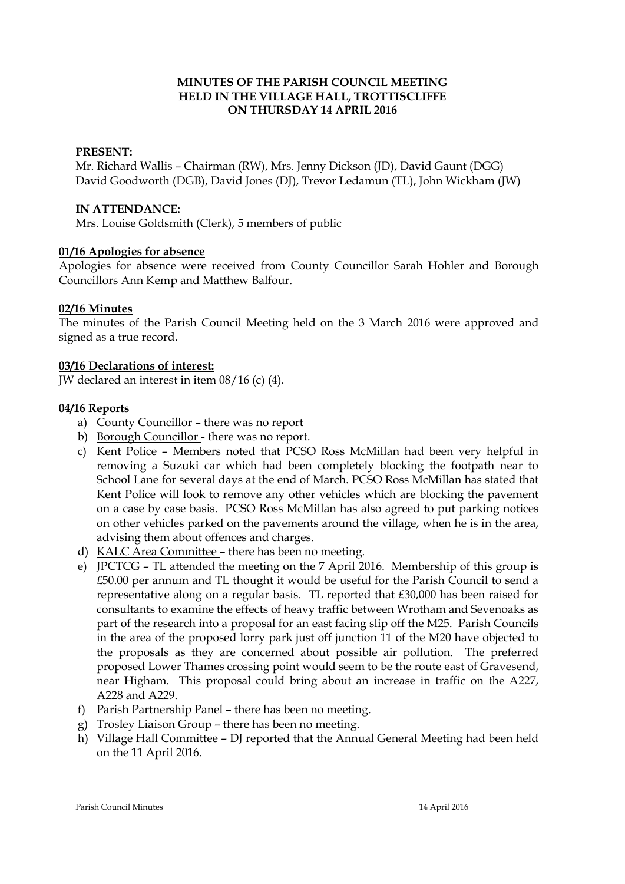**MINUTES OF THE PARISH COUNCIL MEETING
HELD IN THE VILLAGE HALL, TROTTISCLIFFE
ON THURSDAY 14 APRIL 2016**

**PRESENT:**
Mr. Richard Wallis – Chairman (RW), Mrs. Jenny Dickson (JD), David Gaunt (DGG) David Goodworth (DGB), David Jones (DJ), Trevor Ledamun (TL), John Wickham (JW)

**IN ATTENDANCE:**
Mrs. Louise Goldsmith (Clerk), 5 members of public

**01/16 Apologies for absence**

Apologies for absence were received from County Councillor Sarah Hohler and Borough Councillors Ann Kemp and Matthew Balfour.

**02/16 Minutes**

The minutes of the Parish Council Meeting held on the 3 March 2016 were approved and signed as a true record.

**03/16 Declarations of interest:**

JW declared an interest in item 08/16 (c) (4).

**04/16 Reports**

a) County Councillor – there was no report
b) Borough Councillor - there was no report.
c) Kent Police – Members noted that PCSO Ross McMillan had been very helpful in removing a Suzuki car which had been completely blocking the footpath near to School Lane for several days at the end of March. PCSO Ross McMillan has stated that Kent Police will look to remove any other vehicles which are blocking the pavement on a case by case basis. PCSO Ross McMillan has also agreed to put parking notices on other vehicles parked on the pavements around the village, when he is in the area, advising them about offences and charges.
d) KALC Area Committee – there has been no meeting.
e) JPCTCG – TL attended the meeting on the 7 April 2016. Membership of this group is £50.00 per annum and TL thought it would be useful for the Parish Council to send a representative along on a regular basis. TL reported that £30,000 has been raised for consultants to examine the effects of heavy traffic between Wrotham and Sevenoaks as part of the research into a proposal for an east facing slip off the M25. Parish Councils in the area of the proposed lorry park just off junction 11 of the M20 have objected to the proposals as they are concerned about possible air pollution. The preferred proposed Lower Thames crossing point would seem to be the route east of Gravesend, near Higham. This proposal could bring about an increase in traffic on the A227, A228 and A229.
f) Parish Partnership Panel – there has been no meeting.
g) Trosley Liaison Group – there has been no meeting.
h) Village Hall Committee – DJ reported that the Annual General Meeting had been held on the 11 April 2016.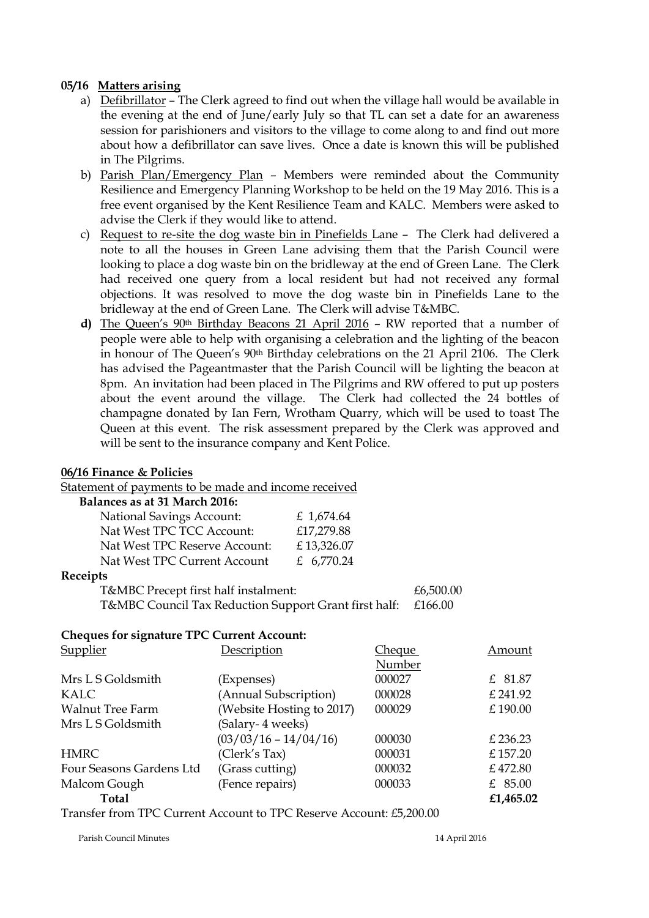**05/16 Matters arising**

a) Defibrillator – The Clerk agreed to find out when the village hall would be available in the evening at the end of June/early July so that TL can set a date for an awareness session for parishioners and visitors to the village to come along to and find out more about how a defibrillator can save lives. Once a date is known this will be published in The Pilgrims.

b) Parish Plan/Emergency Plan – Members were reminded about the Community Resilience and Emergency Planning Workshop to be held on the 19 May 2016. This is a free event organised by the Kent Resilience Team and KALC. Members were asked to advise the Clerk if they would like to attend.

c) Request to re-site the dog waste bin in Pinefields Lane – The Clerk had delivered a note to all the houses in Green Lane advising them that the Parish Council were looking to place a dog waste bin on the bridleway at the end of Green Lane. The Clerk had received one query from a local resident but had not received any formal objections. It was resolved to move the dog waste bin in Pinefields Lane to the bridleway at the end of Green Lane. The Clerk will advise T&MBC.

**d)** The Queen's 90th Birthday Beacons 21 April 2016 – RW reported that a number of people were able to help with organising a celebration and the lighting of the beacon in honour of The Queen's 90th Birthday celebrations on the 21 April 2106. The Clerk has advised the Pageantmaster that the Parish Council will be lighting the beacon at 8pm. An invitation had been placed in The Pilgrims and RW offered to put up posters about the event around the village. The Clerk had collected the 24 bottles of champagne donated by Ian Fern, Wrotham Quarry, which will be used to toast The Queen at this event. The risk assessment prepared by the Clerk was approved and will be sent to the insurance company and Kent Police.

**06/16 Finance & Policies**

Statement of payments to be made and income received

**Balances as at 31 March 2016:**

| | |
|---|---|
| National Savings Account: | £ 1,674.64 |
| Nat West TPC TCC Account: | £17,279.88 |
| Nat West TPC Reserve Account: | £ 13,326.07 |
| Nat West TPC Current Account | £ 6,770.24 |

**Receipts**

| | |
|---|---|
| T&MBC Precept first half instalment: | £6,500.00 |
| T&MBC Council Tax Reduction Support Grant first half: | £166.00 |

**Cheques for signature TPC Current Account:**

| Supplier | Description | Cheque Number | Amount |
|---|---|---|---|
| Mrs L S Goldsmith | (Expenses) | 000027 | £ 81.87 |
| KALC | (Annual Subscription) | 000028 | £ 241.92 |
| Walnut Tree Farm | (Website Hosting to 2017) | 000029 | £ 190.00 |
| Mrs L S Goldsmith | (Salary- 4 weeks) (03/03/16 – 14/04/16) | 000030 | £ 236.23 |
| HMRC | (Clerk's Tax) | 000031 | £ 157.20 |
| Four Seasons Gardens Ltd | (Grass cutting) | 000032 | £ 472.80 |
| Malcom Gough | (Fence repairs) | 000033 | £ 85.00 |
| **Total** | | | **£1,465.02** |

Transfer from TPC Current Account to TPC Reserve Account: £5,200.00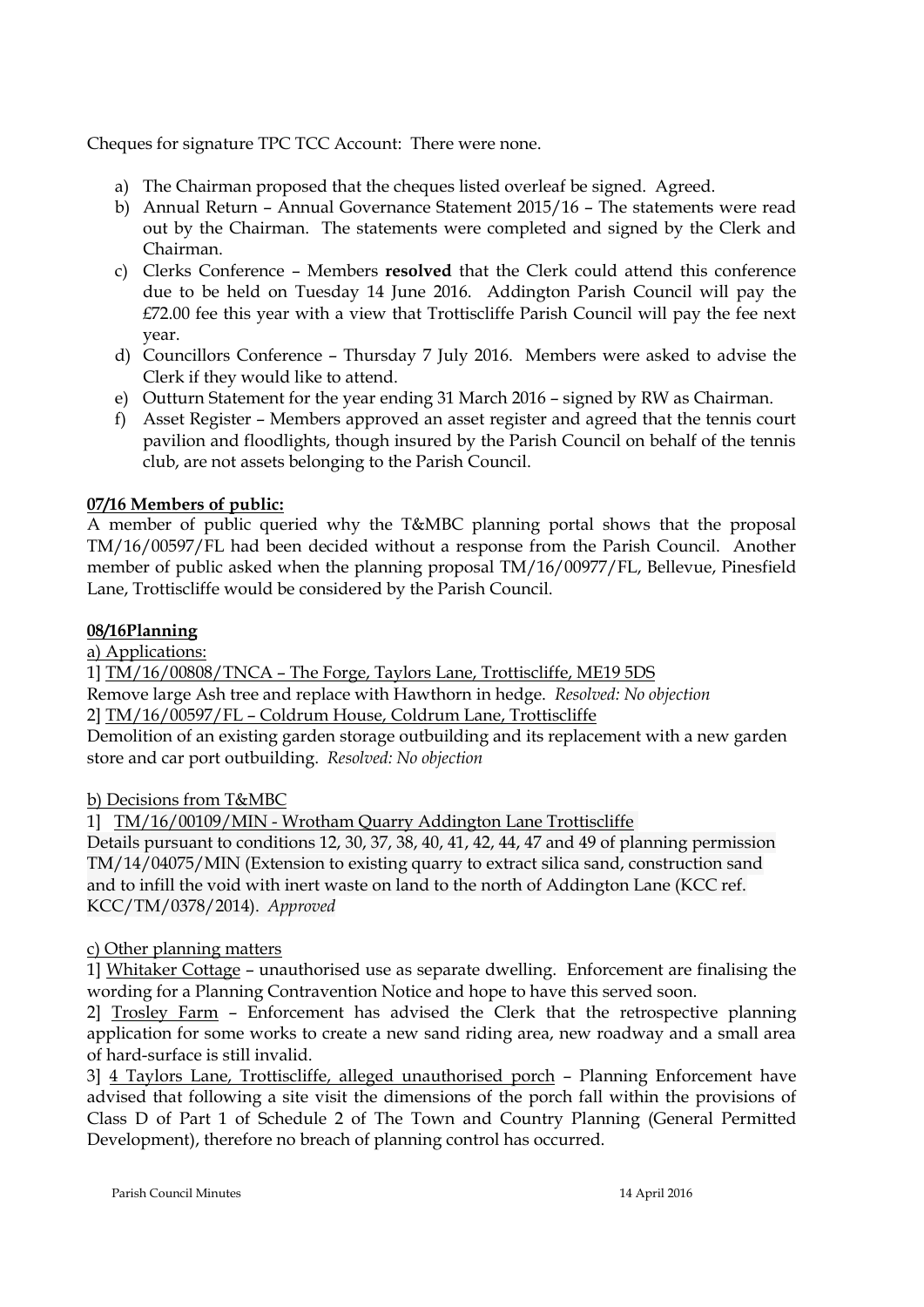Cheques for signature TPC TCC Account: There were none.

a) The Chairman proposed that the cheques listed overleaf be signed. Agreed.
b) Annual Return – Annual Governance Statement 2015/16 – The statements were read out by the Chairman. The statements were completed and signed by the Clerk and Chairman.
c) Clerks Conference – Members **resolved** that the Clerk could attend this conference due to be held on Tuesday 14 June 2016. Addington Parish Council will pay the £72.00 fee this year with a view that Trottiscliffe Parish Council will pay the fee next year.
d) Councillors Conference – Thursday 7 July 2016. Members were asked to advise the Clerk if they would like to attend.
e) Outturn Statement for the year ending 31 March 2016 – signed by RW as Chairman.
f) Asset Register – Members approved an asset register and agreed that the tennis court pavilion and floodlights, though insured by the Parish Council on behalf of the tennis club, are not assets belonging to the Parish Council.

**07/16 Members of public:**

A member of public queried why the T&MBC planning portal shows that the proposal TM/16/00597/FL had been decided without a response from the Parish Council. Another member of public asked when the planning proposal TM/16/00977/FL, Bellevue, Pinesfield Lane, Trottiscliffe would be considered by the Parish Council.

**08/16Planning**

a) Applications:

1] TM/16/00808/TNCA – The Forge, Taylors Lane, Trottiscliffe, ME19 5DS

Remove large Ash tree and replace with Hawthorn in hedge. *Resolved: No objection*

2] TM/16/00597/FL – Coldrum House, Coldrum Lane, Trottiscliffe

Demolition of an existing garden storage outbuilding and its replacement with a new garden store and car port outbuilding. *Resolved: No objection*

b) Decisions from T&MBC

1] TM/16/00109/MIN - Wrotham Quarry Addington Lane Trottiscliffe

Details pursuant to conditions 12, 30, 37, 38, 40, 41, 42, 44, 47 and 49 of planning permission TM/14/04075/MIN (Extension to existing quarry to extract silica sand, construction sand and to infill the void with inert waste on land to the north of Addington Lane (KCC ref. KCC/TM/0378/2014). *Approved*

c) Other planning matters

1] Whitaker Cottage – unauthorised use as separate dwelling. Enforcement are finalising the wording for a Planning Contravention Notice and hope to have this served soon.

2] Trosley Farm – Enforcement has advised the Clerk that the retrospective planning application for some works to create a new sand riding area, new roadway and a small area of hard-surface is still invalid.

3] 4 Taylors Lane, Trottiscliffe, alleged unauthorised porch – Planning Enforcement have advised that following a site visit the dimensions of the porch fall within the provisions of Class D of Part 1 of Schedule 2 of The Town and Country Planning (General Permitted Development), therefore no breach of planning control has occurred.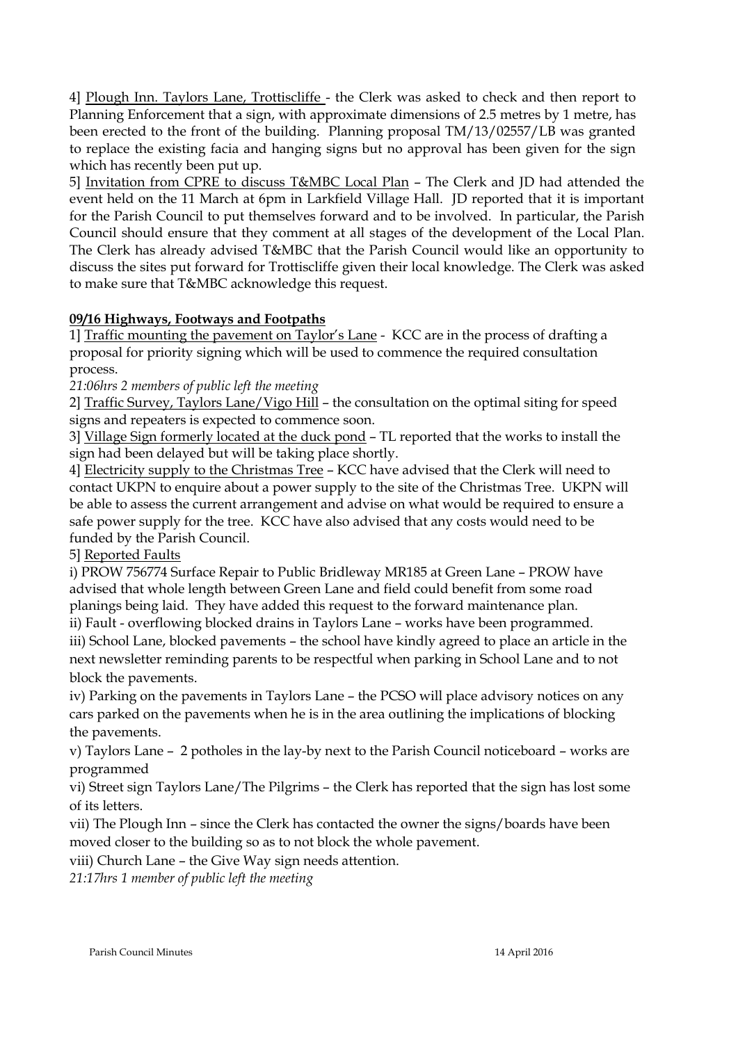4] <u>Plough Inn. Taylors Lane, Trottiscliffe</u> - the Clerk was asked to check and then report to Planning Enforcement that a sign, with approximate dimensions of 2.5 metres by 1 metre, has been erected to the front of the building. Planning proposal TM/13/02557/LB was granted to replace the existing facia and hanging signs but no approval has been given for the sign which has recently been put up.

5] <u>Invitation from CPRE to discuss T&MBC Local Plan</u> – The Clerk and JD had attended the event held on the 11 March at 6pm in Larkfield Village Hall. JD reported that it is important for the Parish Council to put themselves forward and to be involved. In particular, the Parish Council should ensure that they comment at all stages of the development of the Local Plan. The Clerk has already advised T&MBC that the Parish Council would like an opportunity to discuss the sites put forward for Trottiscliffe given their local knowledge. The Clerk was asked to make sure that T&MBC acknowledge this request.

**<u>09/16 Highways, Footways and Footpaths</u>**

1] <u>Traffic mounting the pavement on Taylor's Lane</u> - KCC are in the process of drafting a proposal for priority signing which will be used to commence the required consultation process.

*21:06hrs 2 members of public left the meeting*

2] <u>Traffic Survey, Taylors Lane/Vigo Hill</u> – the consultation on the optimal siting for speed signs and repeaters is expected to commence soon.

3] <u>Village Sign formerly located at the duck pond</u> – TL reported that the works to install the sign had been delayed but will be taking place shortly.

4] <u>Electricity supply to the Christmas Tree</u> – KCC have advised that the Clerk will need to contact UKPN to enquire about a power supply to the site of the Christmas Tree. UKPN will be able to assess the current arrangement and advise on what would be required to ensure a safe power supply for the tree. KCC have also advised that any costs would need to be funded by the Parish Council.

5] <u>Reported Faults</u>

i) PROW 756774 Surface Repair to Public Bridleway MR185 at Green Lane – PROW have advised that whole length between Green Lane and field could benefit from some road planings being laid. They have added this request to the forward maintenance plan.

ii) Fault - overflowing blocked drains in Taylors Lane – works have been programmed.

iii) School Lane, blocked pavements – the school have kindly agreed to place an article in the next newsletter reminding parents to be respectful when parking in School Lane and to not block the pavements.

iv) Parking on the pavements in Taylors Lane – the PCSO will place advisory notices on any cars parked on the pavements when he is in the area outlining the implications of blocking the pavements.

v) Taylors Lane – 2 potholes in the lay-by next to the Parish Council noticeboard – works are programmed

vi) Street sign Taylors Lane/The Pilgrims – the Clerk has reported that the sign has lost some of its letters.

vii) The Plough Inn – since the Clerk has contacted the owner the signs/boards have been moved closer to the building so as to not block the whole pavement.

viii) Church Lane – the Give Way sign needs attention.

*21:17hrs 1 member of public left the meeting*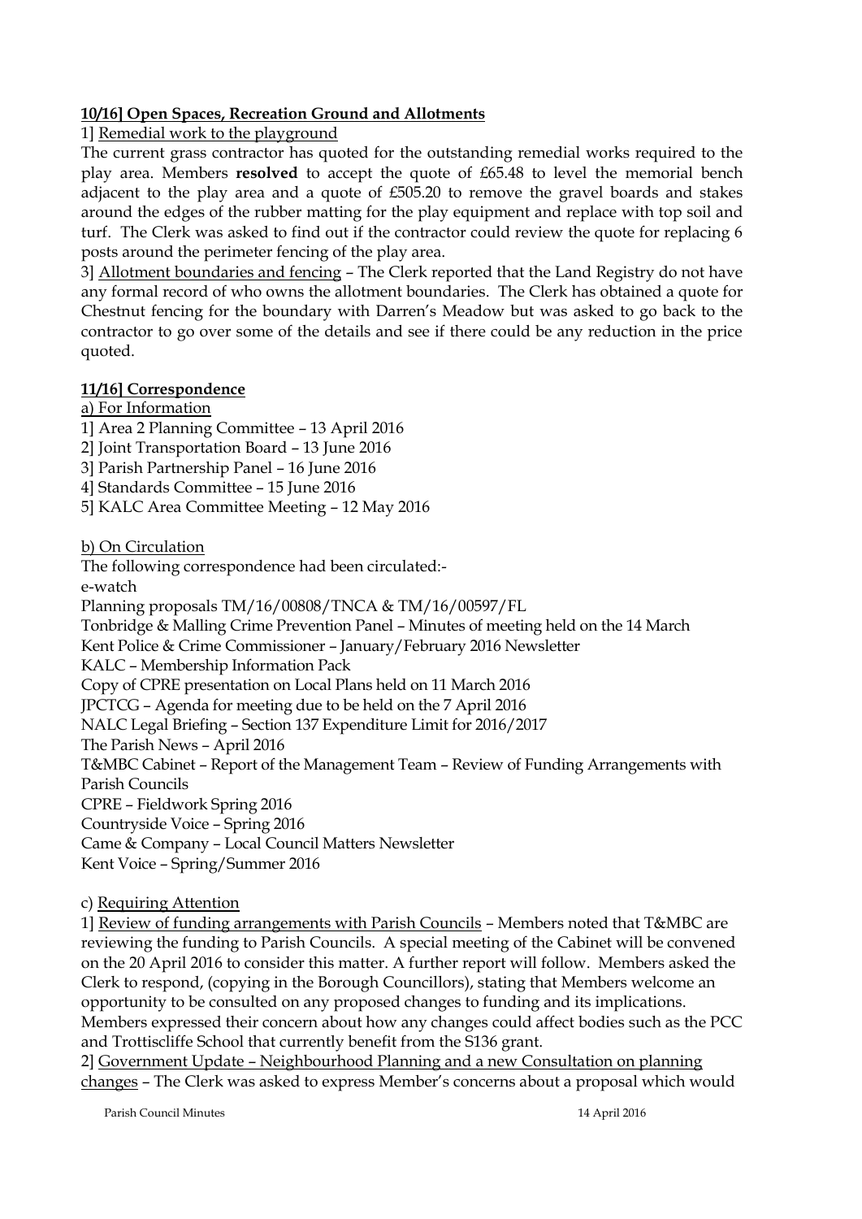**10/16] Open Spaces, Recreation Ground and Allotments**

1] Remedial work to the playground

The current grass contractor has quoted for the outstanding remedial works required to the play area. Members **resolved** to accept the quote of £65.48 to level the memorial bench adjacent to the play area and a quote of £505.20 to remove the gravel boards and stakes around the edges of the rubber matting for the play equipment and replace with top soil and turf. The Clerk was asked to find out if the contractor could review the quote for replacing 6 posts around the perimeter fencing of the play area.

3] Allotment boundaries and fencing – The Clerk reported that the Land Registry do not have any formal record of who owns the allotment boundaries. The Clerk has obtained a quote for Chestnut fencing for the boundary with Darren's Meadow but was asked to go back to the contractor to go over some of the details and see if there could be any reduction in the price quoted.

**11/16] Correspondence**

a) For Information

1] Area 2 Planning Committee – 13 April 2016
2] Joint Transportation Board – 13 June 2016
3] Parish Partnership Panel – 16 June 2016
4] Standards Committee – 15 June 2016
5] KALC Area Committee Meeting – 12 May 2016

b) On Circulation

The following correspondence had been circulated:-
e-watch
Planning proposals TM/16/00808/TNCA & TM/16/00597/FL
Tonbridge & Malling Crime Prevention Panel – Minutes of meeting held on the 14 March
Kent Police & Crime Commissioner – January/February 2016 Newsletter
KALC – Membership Information Pack
Copy of CPRE presentation on Local Plans held on 11 March 2016
JPCTCG – Agenda for meeting due to be held on the 7 April 2016
NALC Legal Briefing – Section 137 Expenditure Limit for 2016/2017
The Parish News – April 2016
T&MBC Cabinet – Report of the Management Team – Review of Funding Arrangements with Parish Councils
CPRE – Fieldwork Spring 2016
Countryside Voice – Spring 2016
Came & Company – Local Council Matters Newsletter
Kent Voice – Spring/Summer 2016

c) Requiring Attention

1] Review of funding arrangements with Parish Councils – Members noted that T&MBC are reviewing the funding to Parish Councils. A special meeting of the Cabinet will be convened on the 20 April 2016 to consider this matter. A further report will follow. Members asked the Clerk to respond, (copying in the Borough Councillors), stating that Members welcome an opportunity to be consulted on any proposed changes to funding and its implications. Members expressed their concern about how any changes could affect bodies such as the PCC and Trottiscliffe School that currently benefit from the S136 grant.

2] Government Update – Neighbourhood Planning and a new Consultation on planning changes – The Clerk was asked to express Member's concerns about a proposal which would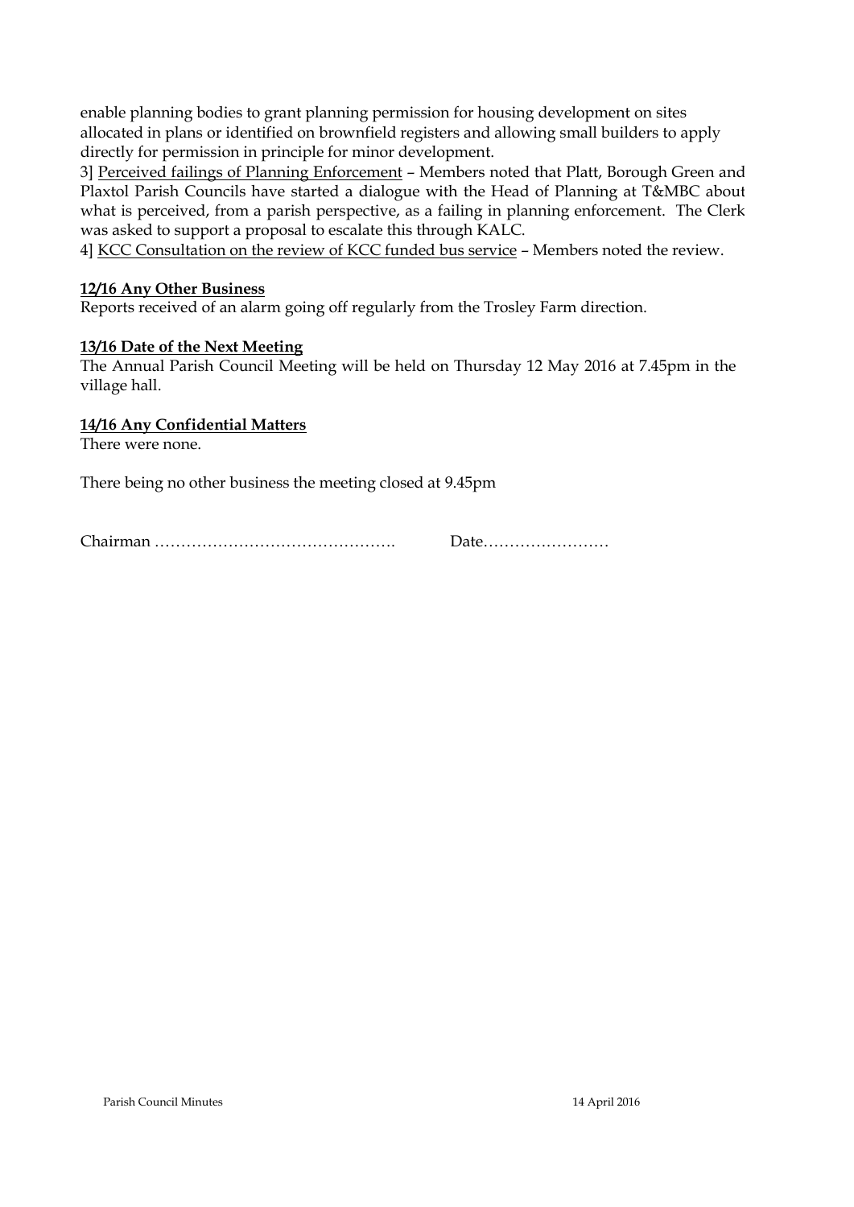enable planning bodies to grant planning permission for housing development on sites allocated in plans or identified on brownfield registers and allowing small builders to apply directly for permission in principle for minor development.

3] Perceived failings of Planning Enforcement – Members noted that Platt, Borough Green and Plaxtol Parish Councils have started a dialogue with the Head of Planning at T&MBC about what is perceived, from a parish perspective, as a failing in planning enforcement. The Clerk was asked to support a proposal to escalate this through KALC.

4] KCC Consultation on the review of KCC funded bus service – Members noted the review.

**12/16 Any Other Business**

Reports received of an alarm going off regularly from the Trosley Farm direction.

**13/16 Date of the Next Meeting**

The Annual Parish Council Meeting will be held on Thursday 12 May 2016 at 7.45pm in the village hall.

**14/16 Any Confidential Matters**

There were none.

There being no other business the meeting closed at 9.45pm

Chairman ………………………………………. Date……………………